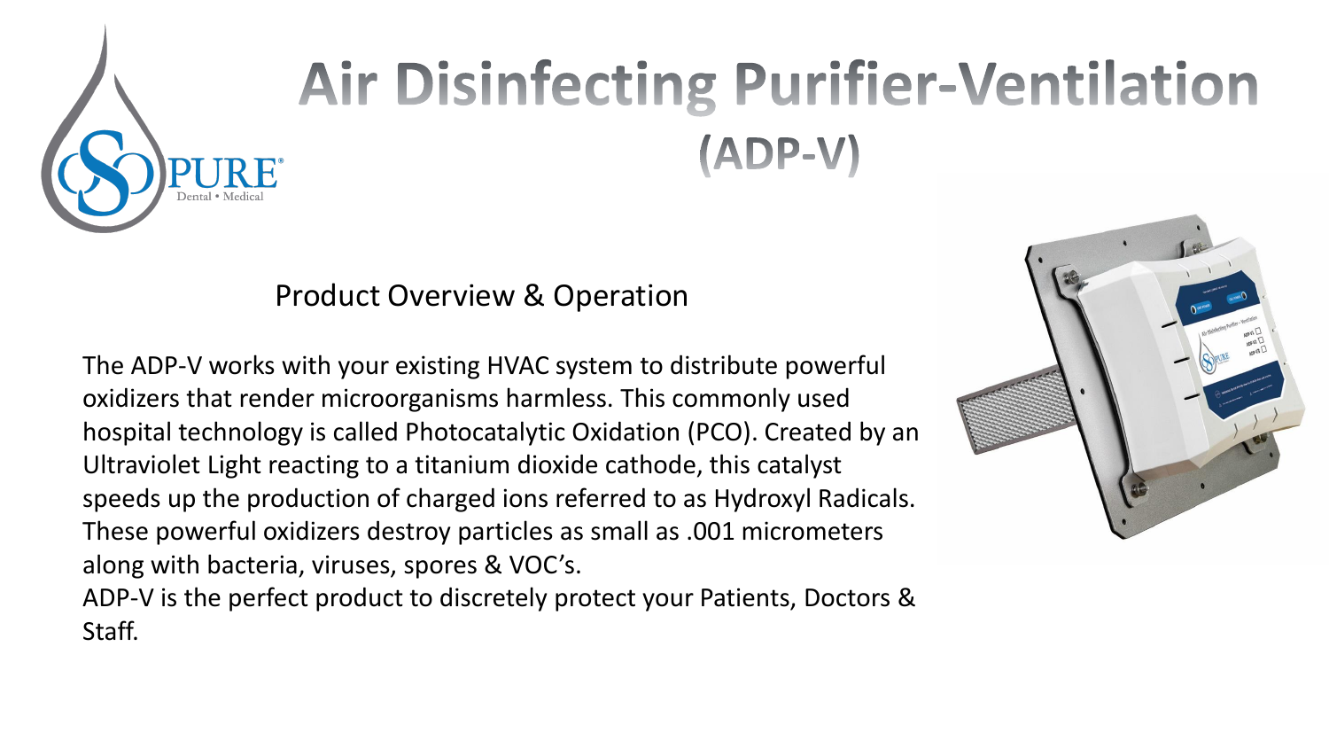# Air Disinfecting Purifier-Ventilation (ADP-V)

## Product Overview & Operation

The ADP-V works with your existing HVAC system to distribute powerful oxidizers that render microorganisms harmless. This commonly used hospital technology is called Photocatalytic Oxidation (PCO). Created by an Ultraviolet Light reacting to a titanium dioxide cathode, this catalyst speeds up the production of charged ions referred to as Hydroxyl Radicals. These powerful oxidizers destroy particles as small as .001 micrometers along with bacteria, viruses, spores & VOC's.

ADP-V is the perfect product to discretely protect your Patients, Doctors & Staff.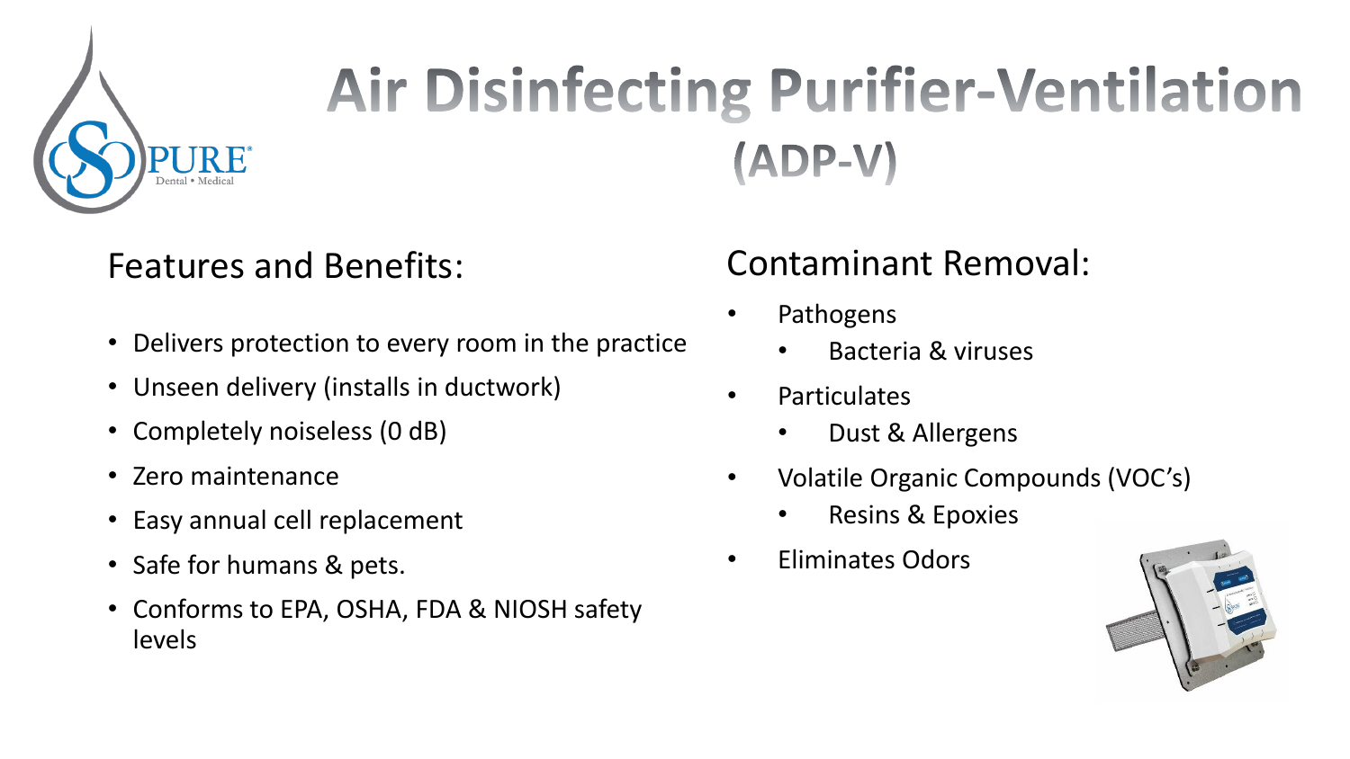# Air Disinfecting Purifier-Ventilation (ADP-V)

## Features and Benefits:

- Delivers protection to every room in the practice
- Unseen delivery (installs in ductwork)
- Completely noiseless (0 dB)
- Zero maintenance
- Easy annual cell replacement
- Safe for humans & pets.
- Conforms to EPA, OSHA, FDA & NIOSH safety levels

## Contaminant Removal:

- Pathogens
  - Bacteria & viruses
- Particulates
  - Dust & Allergens
- Volatile Organic Compounds (VOC's)
  - Resins & Epoxies
- Eliminates Odors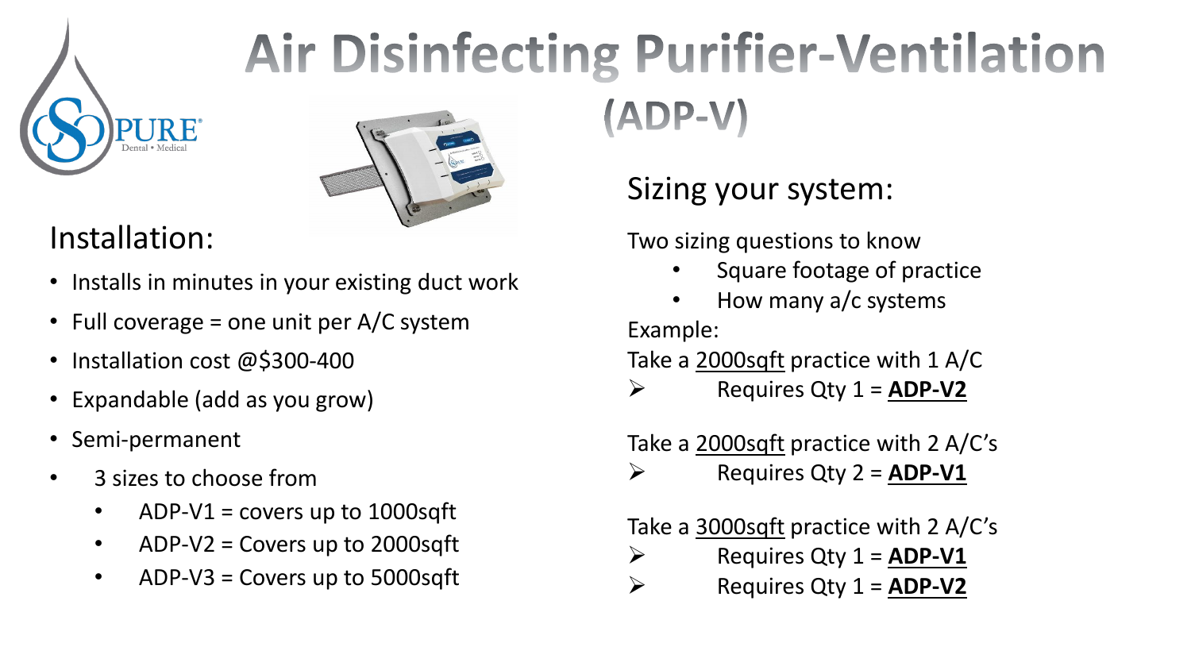# Air Disinfecting Purifier-Ventilation (ADP-V)

## Installation:

- Installs in minutes in your existing duct work
- Full coverage = one unit per A/C system
- Installation cost @$300-400
- Expandable (add as you grow)
- Semi-permanent
- 3 sizes to choose from
  - ADP-V1 = covers up to 1000sqft
  - ADP-V2 = Covers up to 2000sqft
  - ADP-V3 = Covers up to 5000sqft

## Sizing your system:

Two sizing questions to know

- Square footage of practice
- How many a/c systems

Example:

Take a 2000sqft practice with 1 A/C

- ➢ Requires Qty 1 = **ADP-V2**

Take a 2000sqft practice with 2 A/C's

- ➢ Requires Qty 2 = **ADP-V1**

Take a 3000sqft practice with 2 A/C's

- ➢ Requires Qty 1 = **ADP-V1**
- ➢ Requires Qty 1 = **ADP-V2**